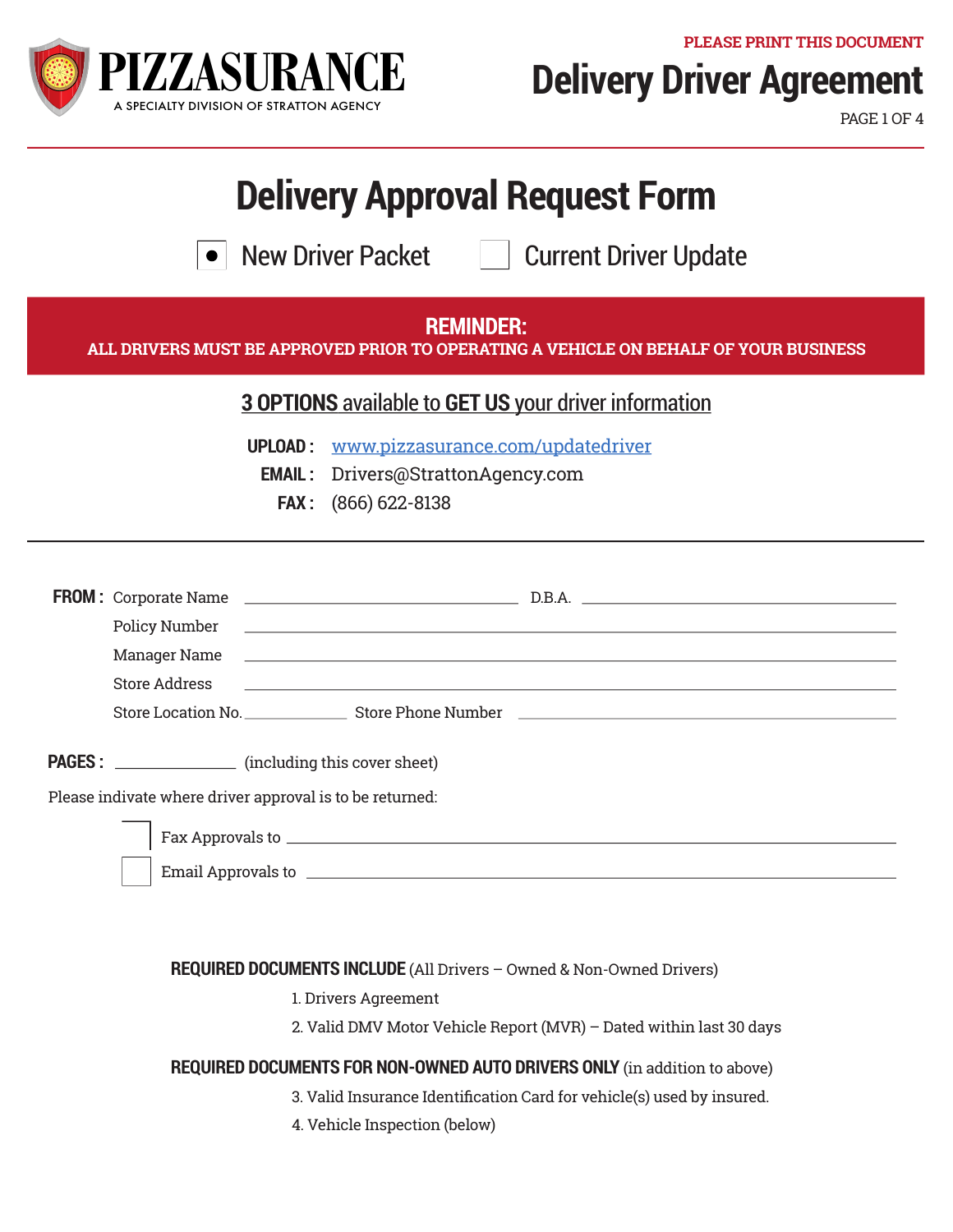PIZZASURANCE

A SPECIALTY DIVISION OF STRATTON AGENCY

PLEASE PRINT THIS DOCUMENT

# Delivery Driver Agreement

## Delivery Approval Request Form

- [x] New Driver Packet
- [ ] Current Driver Update

**REMINDER:**
**ALL DRIVERS MUST BE APPROVED PRIOR TO OPERATING A VEHICLE ON BEHALF OF YOUR BUSINESS**

**3 OPTIONS available to GET US your driver information**

**UPLOAD :** www.pizzasurance.com/updatedriver
**EMAIL :** Drivers@StrattonAgency.com
**FAX :** (866) 622-8138

---

**FROM :** Corporate Name ______________________ D.B.A. ______________________
Policy Number ______________________
Manager Name ______________________
Store Address ______________________
Store Location No. __________ Store Phone Number ______________________

**PAGES :** __________ (including this cover sheet)

Please indivate where driver approval is to be returned:

- [ ] Fax Approvals to ______________________
- [ ] Email Approvals to ______________________

**REQUIRED DOCUMENTS INCLUDE** (All Drivers – Owned & Non-Owned Drivers)

1. Drivers Agreement
2. Valid DMV Motor Vehicle Report (MVR) – Dated within last 30 days

**REQUIRED DOCUMENTS FOR NON-OWNED AUTO DRIVERS ONLY** (in addition to above)

3. Valid Insurance Identification Card for vehicle(s) used by insured.
4. Vehicle Inspection (below)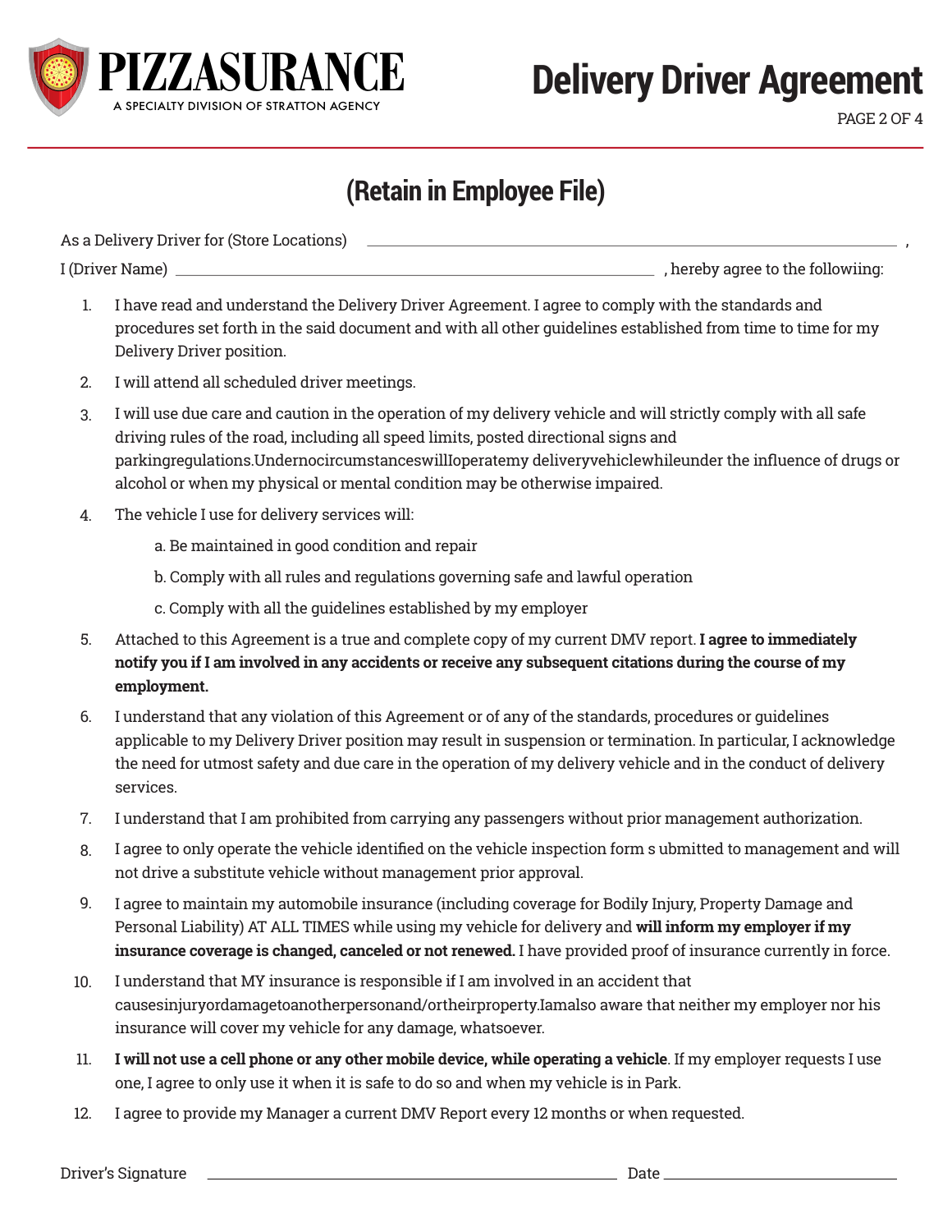# PIZZASURANCE

A SPECIALTY DIVISION OF STRATTON AGENCY

# Delivery Driver Agreement

## (Retain in Employee File)

As a Delivery Driver for (Store Locations) ______________________________________________ ,

I (Driver Name) ______________________________________ , hereby agree to the followiing:

1. I have read and understand the Delivery Driver Agreement. I agree to comply with the standards and procedures set forth in the said document and with all other guidelines established from time to time for my Delivery Driver position.
2. I will attend all scheduled driver meetings.
3. I will use due care and caution in the operation of my delivery vehicle and will strictly comply with all safe driving rules of the road, including all speed limits, posted directional signs and parkingregulations.UndernocircumstanceswillIoperatemy deliveryvehiclewhileunder the influence of drugs or alcohol or when my physical or mental condition may be otherwise impaired.
4. The vehicle I use for delivery services will:
   a. Be maintained in good condition and repair
   b. Comply with all rules and regulations governing safe and lawful operation
   c. Comply with all the guidelines established by my employer
5. Attached to this Agreement is a true and complete copy of my current DMV report. **I agree to immediately notify you if I am involved in any accidents or receive any subsequent citations during the course of my employment.**
6. I understand that any violation of this Agreement or of any of the standards, procedures or guidelines applicable to my Delivery Driver position may result in suspension or termination. In particular, I acknowledge the need for utmost safety and due care in the operation of my delivery vehicle and in the conduct of delivery services.
7. I understand that I am prohibited from carrying any passengers without prior management authorization.
8. I agree to only operate the vehicle identified on the vehicle inspection form s ubmitted to management and will not drive a substitute vehicle without management prior approval.
9. I agree to maintain my automobile insurance (including coverage for Bodily Injury, Property Damage and Personal Liability) AT ALL TIMES while using my vehicle for delivery and **will inform my employer if my insurance coverage is changed, canceled or not renewed.** I have provided proof of insurance currently in force.
10. I understand that MY insurance is responsible if I am involved in an accident that causesinjuryordamagetoanotherpersonand/ortheirproperty.Iamalso aware that neither my employer nor his insurance will cover my vehicle for any damage, whatsoever.
11. **I will not use a cell phone or any other mobile device, while operating a vehicle**. If my employer requests I use one, I agree to only use it when it is safe to do so and when my vehicle is in Park.
12. I agree to provide my Manager a current DMV Report every 12 months or when requested.

Driver's Signature ______________________________________ Date ____________________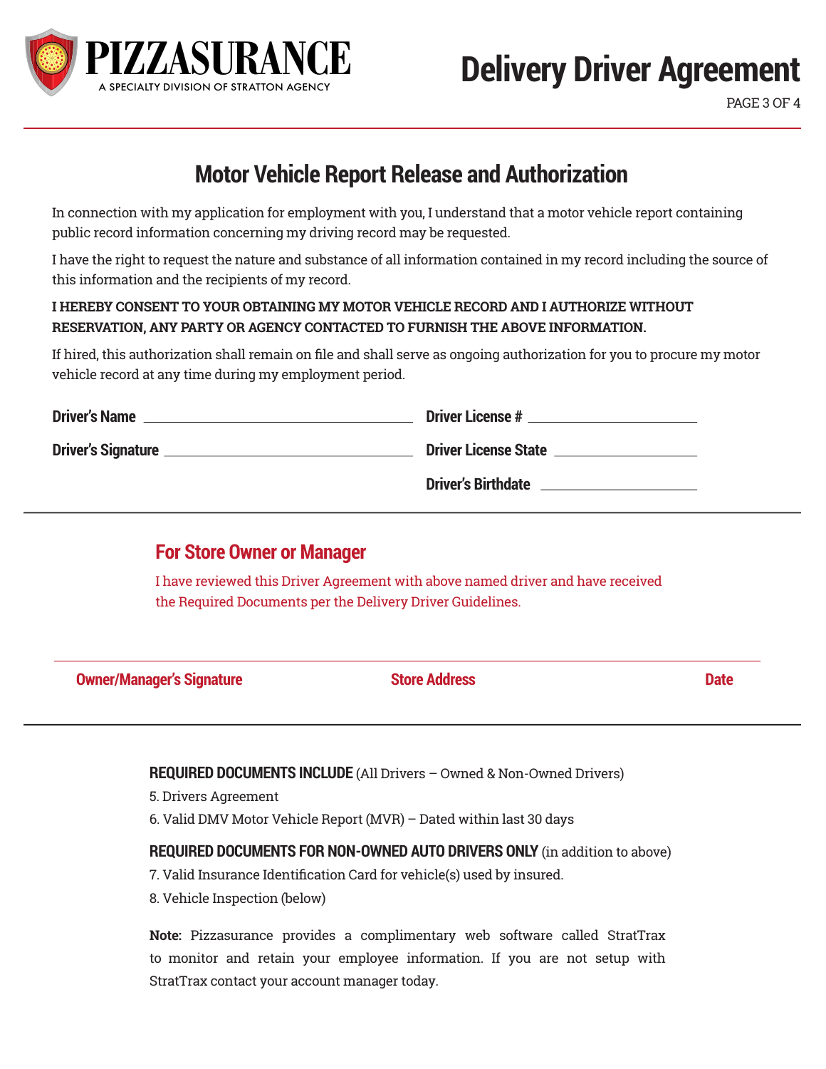**PIZZASURANCE**
A SPECIALTY DIVISION OF STRATTON AGENCY

# Delivery Driver Agreement

## Motor Vehicle Report Release and Authorization

In connection with my application for employment with you, I understand that a motor vehicle report containing public record information concerning my driving record may be requested.

I have the right to request the nature and substance of all information contained in my record including the source of this information and the recipients of my record.

**I HEREBY CONSENT TO YOUR OBTAINING MY MOTOR VEHICLE RECORD AND I AUTHORIZE WITHOUT RESERVATION, ANY PARTY OR AGENCY CONTACTED TO FURNISH THE ABOVE INFORMATION.**

If hired, this authorization shall remain on file and shall serve as ongoing authorization for you to procure my motor vehicle record at any time during my employment period.

**Driver's Name** ______________________________ **Driver License #** ____________________

**Driver's Signature** ______________________________ **Driver License State** ____________________

**Driver's Birthdate** ____________________

---

### For Store Owner or Manager

I have reviewed this Driver Agreement with above named driver and have received the Required Documents per the Delivery Driver Guidelines.

______________________________________________________________________

**Owner/Manager's Signature** **Store Address** **Date**

---

**REQUIRED DOCUMENTS INCLUDE** (All Drivers – Owned & Non-Owned Drivers)

5. Drivers Agreement
6. Valid DMV Motor Vehicle Report (MVR) – Dated within last 30 days

**REQUIRED DOCUMENTS FOR NON-OWNED AUTO DRIVERS ONLY** (in addition to above)

7. Valid Insurance Identification Card for vehicle(s) used by insured.
8. Vehicle Inspection (below)

**Note:** Pizzasurance provides a complimentary web software called StratTrax to monitor and retain your employee information. If you are not setup with StratTrax contact your account manager today.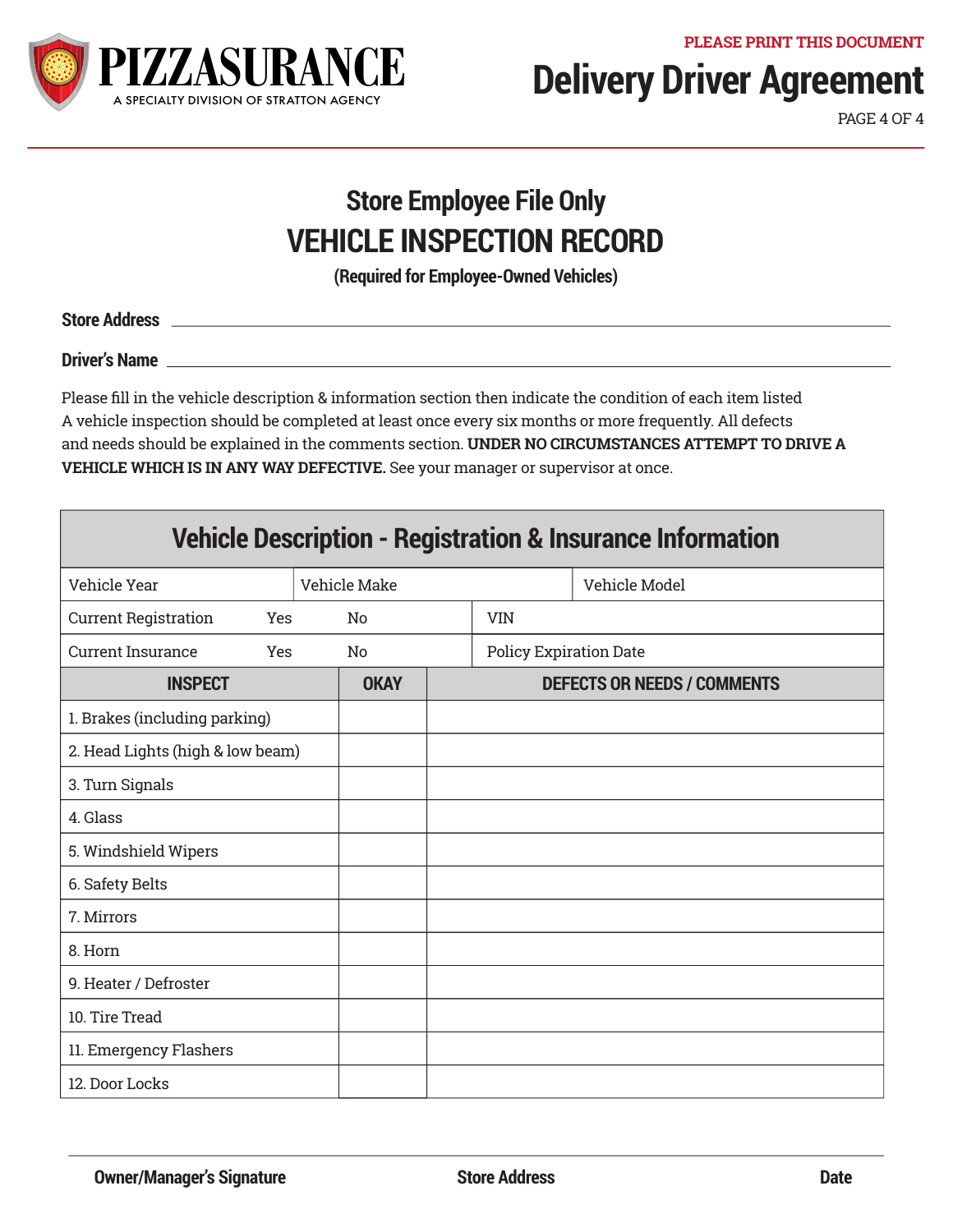PIZZASURANCE
A SPECIALTY DIVISION OF STRATTON AGENCY

PLEASE PRINT THIS DOCUMENT

# Delivery Driver Agreement

## Store Employee File Only

# VEHICLE INSPECTION RECORD

**(Required for Employee-Owned Vehicles)**

**Store Address** ______________________________________________

**Driver's Name** ______________________________________________

Please fill in the vehicle description & information section then indicate the condition of each item listed A vehicle inspection should be completed at least once every six months or more frequently. All defects and needs should be explained in the comments section. **UNDER NO CIRCUMSTANCES ATTEMPT TO DRIVE A VEHICLE WHICH IS IN ANY WAY DEFECTIVE.** See your manager or supervisor at once.

### Vehicle Description - Registration & Insurance Information

| | | |
|---|---|---|
| Vehicle Year | Vehicle Make | Vehicle Model |
| Current Registration Yes No | VIN | |
| Current Insurance Yes No | Policy Expiration Date | |

| INSPECT | OKAY | DEFECTS OR NEEDS / COMMENTS |
|---|---|---|
| 1. Brakes (including parking) | | |
| 2. Head Lights (high & low beam) | | |
| 3. Turn Signals | | |
| 4. Glass | | |
| 5. Windshield Wipers | | |
| 6. Safety Belts | | |
| 7. Mirrors | | |
| 8. Horn | | |
| 9. Heater / Defroster | | |
| 10. Tire Tread | | |
| 11. Emergency Flashers | | |
| 12. Door Locks | | |

______________________________________________

**Owner/Manager's Signature** **Store Address** **Date**